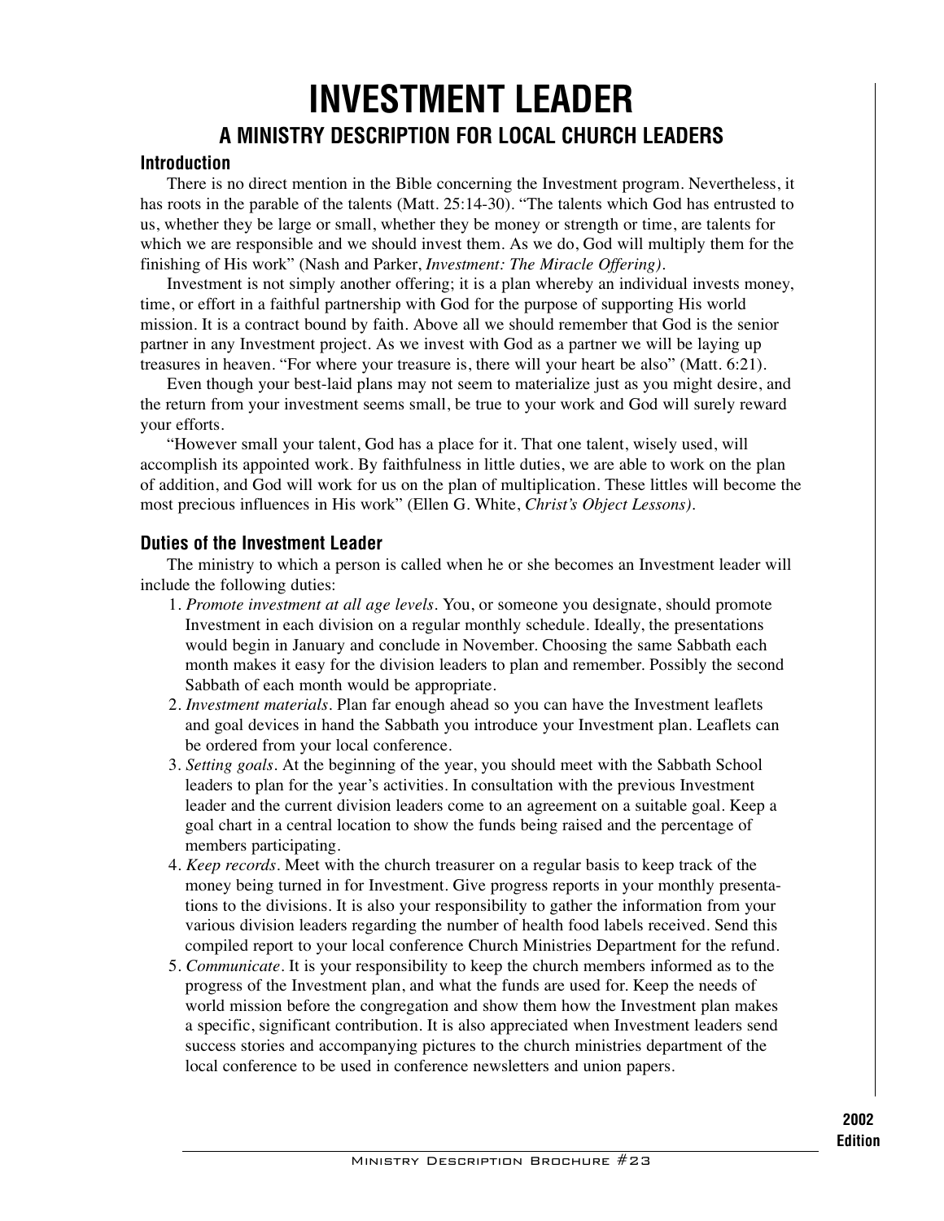# INVESTMENT LEADER

## A MINISTRY DESCRIPTION FOR LOCAL CHURCH LEADERS

### Introduction

There is no direct mention in the Bible concerning the Investment program. Nevertheless, it has roots in the parable of the talents (Matt. 25:14-30). "The talents which God has entrusted to us, whether they be large or small, whether they be money or strength or time, are talents for which we are responsible and we should invest them. As we do, God will multiply them for the finishing of His work" (Nash and Parker, *Investment: The Miracle Offering)*.

Investment is not simply another offering; it is a plan whereby an individual invests money, time, or effort in a faithful partnership with God for the purpose of supporting His world mission. It is a contract bound by faith. Above all we should remember that God is the senior partner in any Investment project. As we invest with God as a partner we will be laying up treasures in heaven. "For where your treasure is, there will your heart be also" (Matt. 6:21).

Even though your best-laid plans may not seem to materialize just as you might desire, and the return from your investment seems small, be true to your work and God will surely reward your efforts.

"However small your talent, God has a place for it. That one talent, wisely used, will accomplish its appointed work. By faithfulness in little duties, we are able to work on the plan of addition, and God will work for us on the plan of multiplication. These littles will become the most precious influences in His work" (Ellen G. White, *Christ's Object Lessons)*.

### Duties of the Investment Leader

The ministry to which a person is called when he or she becomes an Investment leader will include the following duties:

1. *Promote investment at all age levels*. You, or someone you designate, should promote Investment in each division on a regular monthly schedule. Ideally, the presentations would begin in January and conclude in November. Choosing the same Sabbath each month makes it easy for the division leaders to plan and remember. Possibly the second Sabbath of each month would be appropriate.
2. *Investment materials*. Plan far enough ahead so you can have the Investment leaflets and goal devices in hand the Sabbath you introduce your Investment plan. Leaflets can be ordered from your local conference.
3. *Setting goals*. At the beginning of the year, you should meet with the Sabbath School leaders to plan for the year's activities. In consultation with the previous Investment leader and the current division leaders come to an agreement on a suitable goal. Keep a goal chart in a central location to show the funds being raised and the percentage of members participating.
4. *Keep records*. Meet with the church treasurer on a regular basis to keep track of the money being turned in for Investment. Give progress reports in your monthly presentations to the divisions. It is also your responsibility to gather the information from your various division leaders regarding the number of health food labels received. Send this compiled report to your local conference Church Ministries Department for the refund.
5. *Communicate*. It is your responsibility to keep the church members informed as to the progress of the Investment plan, and what the funds are used for. Keep the needs of world mission before the congregation and show them how the Investment plan makes a specific, significant contribution. It is also appreciated when Investment leaders send success stories and accompanying pictures to the church ministries department of the local conference to be used in conference newsletters and union papers.

2002 Edition

Ministry Description Brochure #23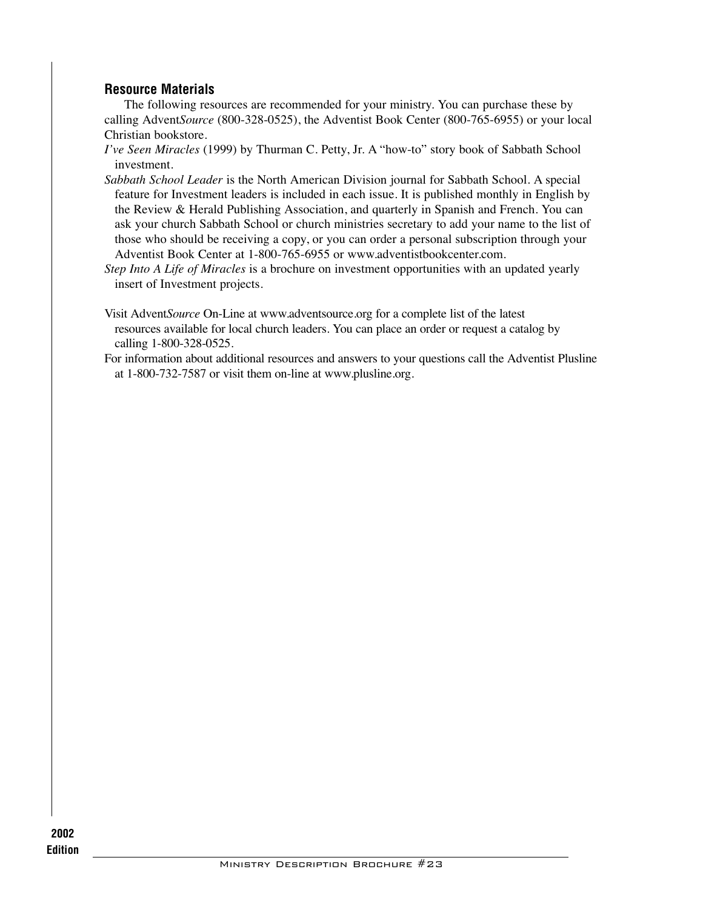### Resource Materials

The following resources are recommended for your ministry. You can purchase these by calling Advent*Source* (800-328-0525), the Adventist Book Center (800-765-6955) or your local Christian bookstore.

*I've Seen Miracles* (1999) by Thurman C. Petty, Jr. A "how-to" story book of Sabbath School investment.

*Sabbath School Leader* is the North American Division journal for Sabbath School. A special feature for Investment leaders is included in each issue. It is published monthly in English by the Review & Herald Publishing Association, and quarterly in Spanish and French. You can ask your church Sabbath School or church ministries secretary to add your name to the list of those who should be receiving a copy, or you can order a personal subscription through your Adventist Book Center at 1-800-765-6955 or www.adventistbookcenter.com.

*Step Into A Life of Miracles* is a brochure on investment opportunities with an updated yearly insert of Investment projects.

Visit Advent*Source* On-Line at www.adventsource.org for a complete list of the latest resources available for local church leaders. You can place an order or request a catalog by calling 1-800-328-0525.

For information about additional resources and answers to your questions call the Adventist Plusline at 1-800-732-7587 or visit them on-line at www.plusline.org.